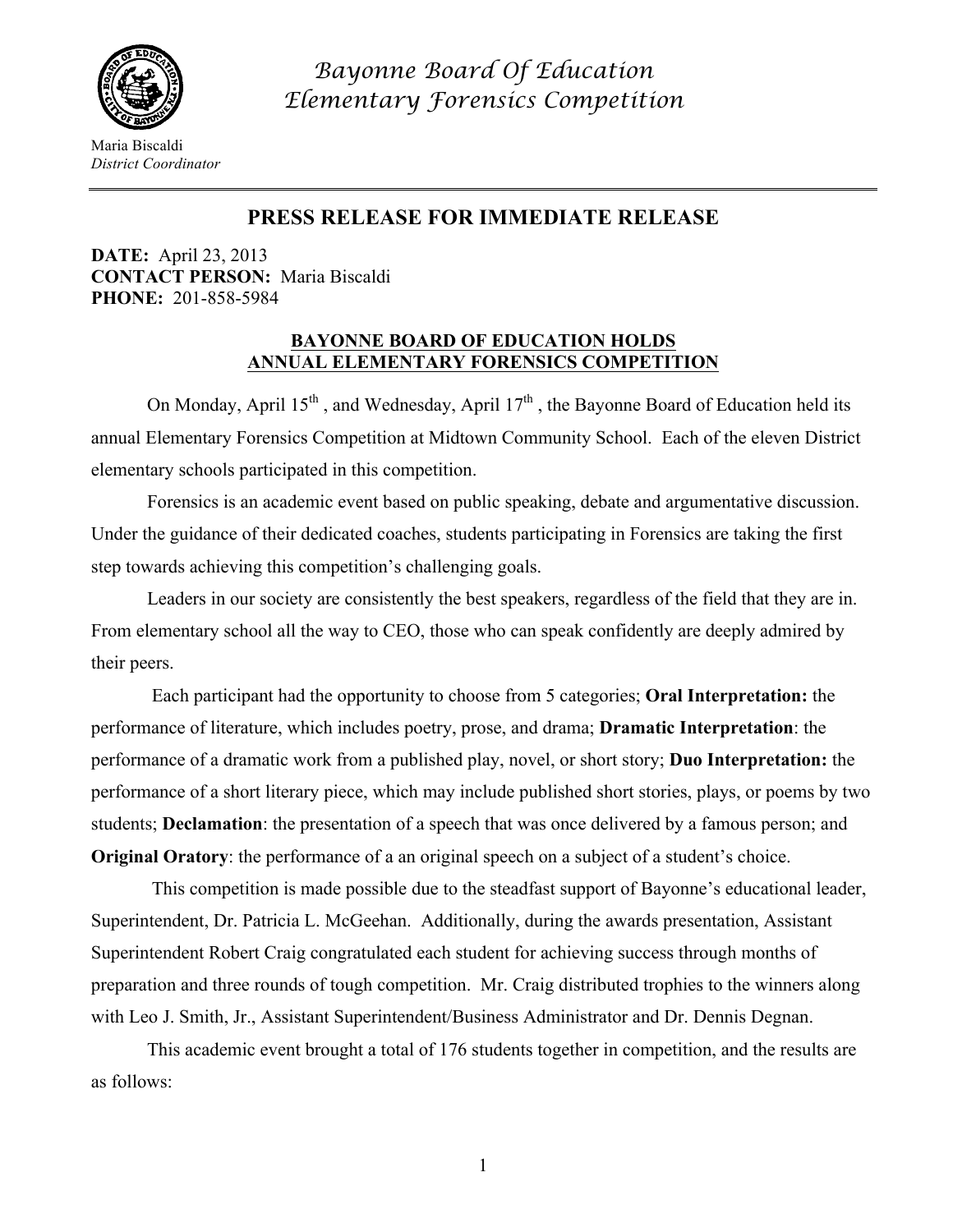# Bayonne Board Of Education
# Elementary Forensics Competition

Maria Biscaldi
*District Coordinator*

## PRESS RELEASE FOR IMMEDIATE RELEASE

**DATE:** April 23, 2013
**CONTACT PERSON:** Maria Biscaldi
**PHONE:** 201-858-5984

### BAYONNE BOARD OF EDUCATION HOLDS ANNUAL ELEMENTARY FORENSICS COMPETITION

On Monday, April 15th , and Wednesday, April 17th , the Bayonne Board of Education held its annual Elementary Forensics Competition at Midtown Community School. Each of the eleven District elementary schools participated in this competition.

Forensics is an academic event based on public speaking, debate and argumentative discussion. Under the guidance of their dedicated coaches, students participating in Forensics are taking the first step towards achieving this competition's challenging goals.

Leaders in our society are consistently the best speakers, regardless of the field that they are in. From elementary school all the way to CEO, those who can speak confidently are deeply admired by their peers.

Each participant had the opportunity to choose from 5 categories; **Oral Interpretation:** the performance of literature, which includes poetry, prose, and drama; **Dramatic Interpretation**: the performance of a dramatic work from a published play, novel, or short story; **Duo Interpretation:** the performance of a short literary piece, which may include published short stories, plays, or poems by two students; **Declamation**: the presentation of a speech that was once delivered by a famous person; and **Original Oratory**: the performance of a an original speech on a subject of a student's choice.

This competition is made possible due to the steadfast support of Bayonne's educational leader, Superintendent, Dr. Patricia L. McGeehan. Additionally, during the awards presentation, Assistant Superintendent Robert Craig congratulated each student for achieving success through months of preparation and three rounds of tough competition. Mr. Craig distributed trophies to the winners along with Leo J. Smith, Jr., Assistant Superintendent/Business Administrator and Dr. Dennis Degnan.

This academic event brought a total of 176 students together in competition, and the results are as follows: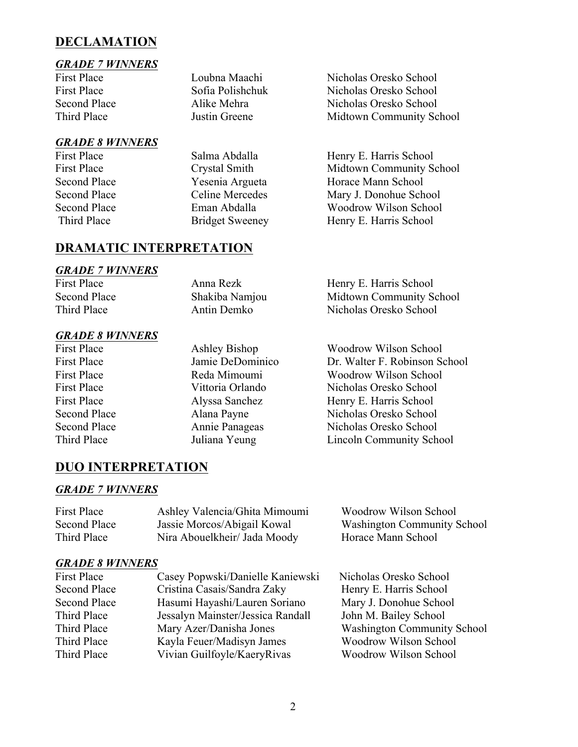## DECLAMATION

### *GRADE 7 WINNERS*

| | | |
|---|---|---|
| First Place | Loubna Maachi | Nicholas Oresko School |
| First Place | Sofia Polishchuk | Nicholas Oresko School |
| Second Place | Alike Mehra | Nicholas Oresko School |
| Third Place | Justin Greene | Midtown Community School |

### *GRADE 8 WINNERS*

| | | |
|---|---|---|
| First Place | Salma Abdalla | Henry E. Harris School |
| First Place | Crystal Smith | Midtown Community School |
| Second Place | Yesenia Argueta | Horace Mann School |
| Second Place | Celine Mercedes | Mary J. Donohue School |
| Second Place | Eman Abdalla | Woodrow Wilson School |
| Third Place | Bridget Sweeney | Henry E. Harris School |

## DRAMATIC INTERPRETATION

### *GRADE 7 WINNERS*

| | | |
|---|---|---|
| First Place | Anna Rezk | Henry E. Harris School |
| Second Place | Shakiba Namjou | Midtown Community School |
| Third Place | Antin Demko | Nicholas Oresko School |

### *GRADE 8 WINNERS*

| | | |
|---|---|---|
| First Place | Ashley Bishop | Woodrow Wilson School |
| First Place | Jamie DeDominico | Dr. Walter F. Robinson School |
| First Place | Reda Mimoumi | Woodrow Wilson School |
| First Place | Vittoria Orlando | Nicholas Oresko School |
| First Place | Alyssa Sanchez | Henry E. Harris School |
| Second Place | Alana Payne | Nicholas Oresko School |
| Second Place | Annie Panageas | Nicholas Oresko School |
| Third Place | Juliana Yeung | Lincoln Community School |

## DUO INTERPRETATION

### *GRADE 7 WINNERS*

| | | |
|---|---|---|
| First Place | Ashley Valencia/Ghita Mimoumi | Woodrow Wilson School |
| Second Place | Jassie Morcos/Abigail Kowal | Washington Community School |
| Third Place | Nira Abouelkheir/ Jada Moody | Horace Mann School |

### *GRADE 8 WINNERS*

| | | |
|---|---|---|
| First Place | Casey Popwski/Danielle Kaniewski | Nicholas Oresko School |
| Second Place | Cristina Casais/Sandra Zaky | Henry E. Harris School |
| Second Place | Hasumi Hayashi/Lauren Soriano | Mary J. Donohue School |
| Third Place | Jessalyn Mainster/Jessica Randall | John M. Bailey School |
| Third Place | Mary Azer/Danisha Jones | Washington Community School |
| Third Place | Kayla Feuer/Madisyn James | Woodrow Wilson School |
| Third Place | Vivian Guilfoyle/KaeryRivas | Woodrow Wilson School |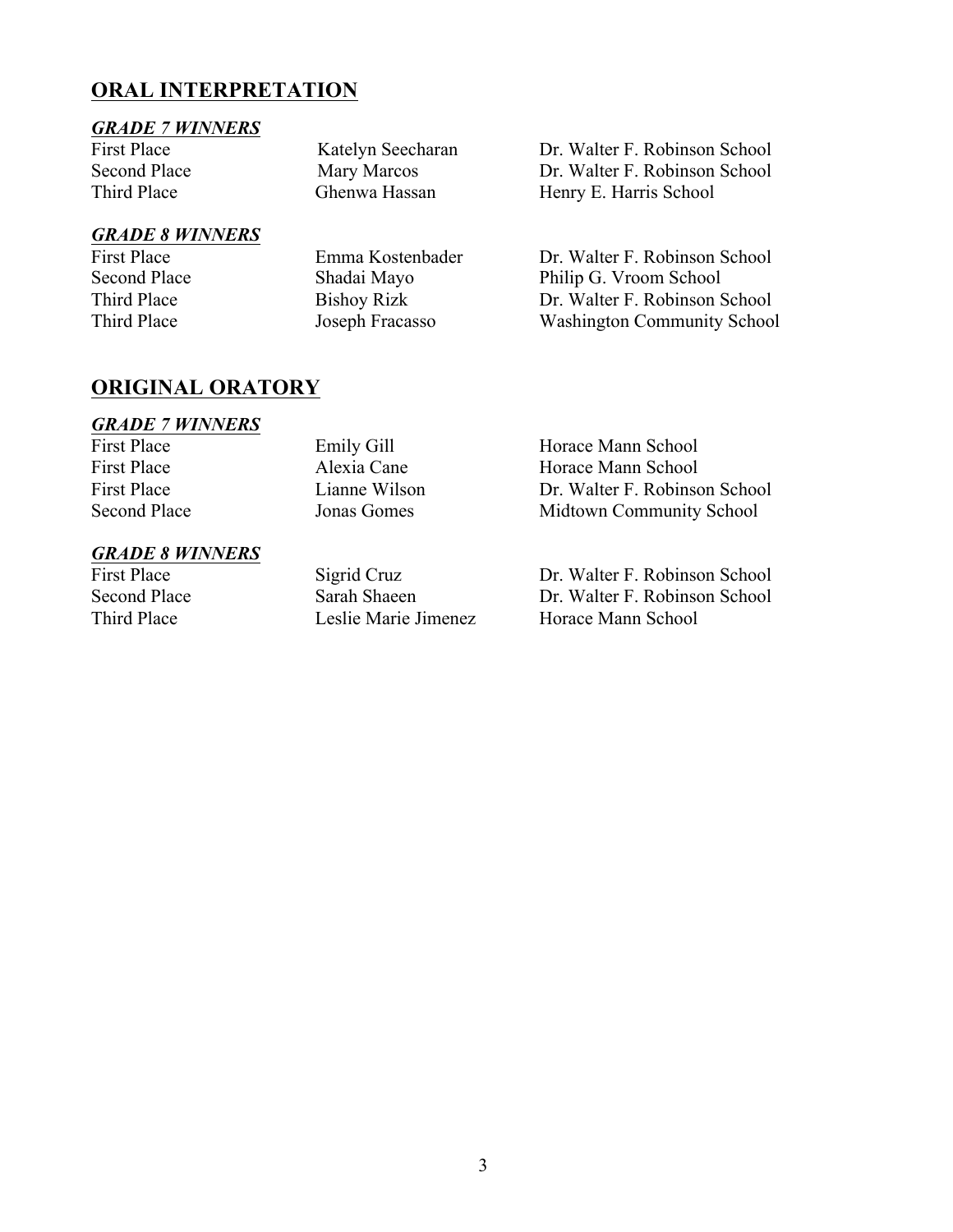## ORAL INTERPRETATION

### *GRADE 7 WINNERS*

| | | |
|---|---|---|
| First Place | Katelyn Seecharan | Dr. Walter F. Robinson School |
| Second Place | Mary Marcos | Dr. Walter F. Robinson School |
| Third Place | Ghenwa Hassan | Henry E. Harris School |

### *GRADE 8 WINNERS*

| | | |
|---|---|---|
| First Place | Emma Kostenbader | Dr. Walter F. Robinson School |
| Second Place | Shadai Mayo | Philip G. Vroom School |
| Third Place | Bishoy Rizk | Dr. Walter F. Robinson School |
| Third Place | Joseph Fracasso | Washington Community School |

## ORIGINAL ORATORY

### *GRADE 7 WINNERS*

| | | |
|---|---|---|
| First Place | Emily Gill | Horace Mann School |
| First Place | Alexia Cane | Horace Mann School |
| First Place | Lianne Wilson | Dr. Walter F. Robinson School |
| Second Place | Jonas Gomes | Midtown Community School |

### *GRADE 8 WINNERS*

| | | |
|---|---|---|
| First Place | Sigrid Cruz | Dr. Walter F. Robinson School |
| Second Place | Sarah Shaeen | Dr. Walter F. Robinson School |
| Third Place | Leslie Marie Jimenez | Horace Mann School |